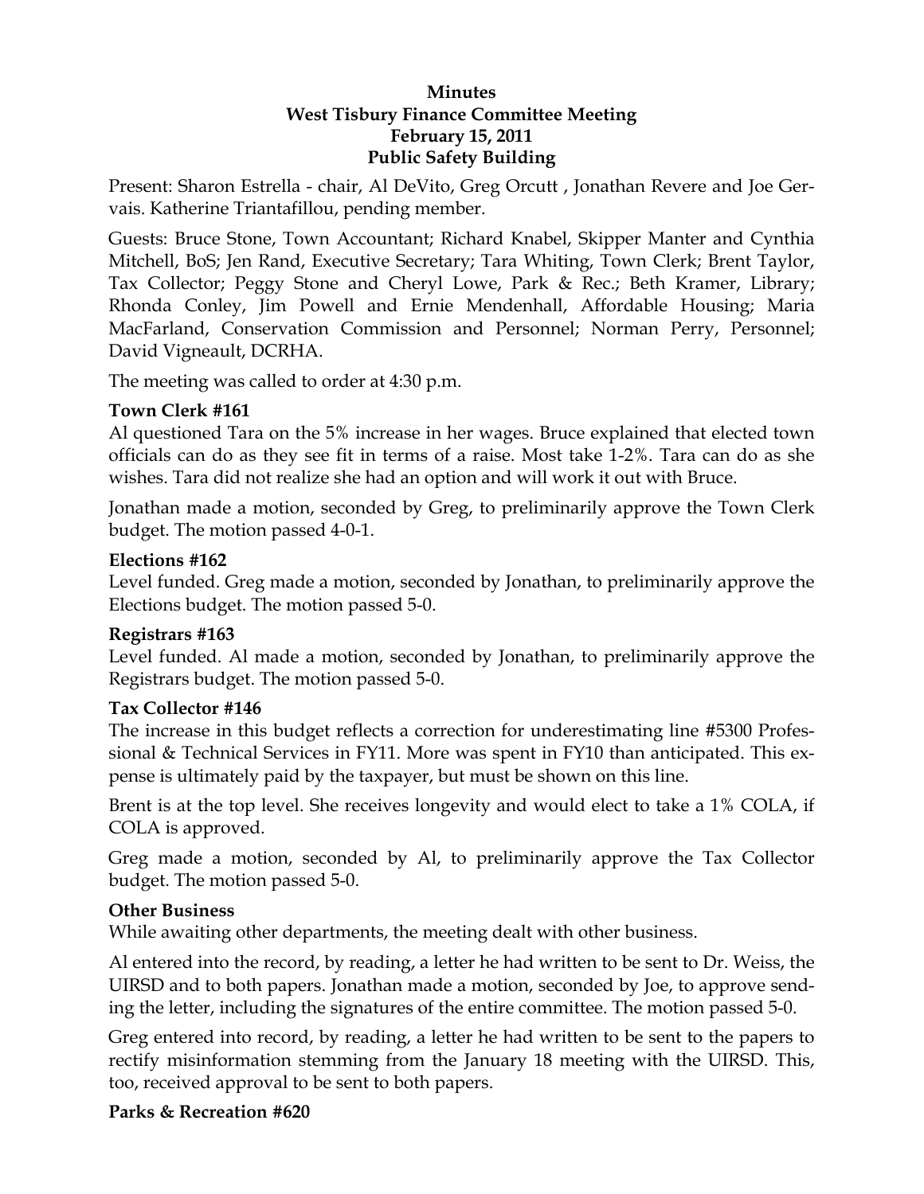**Minutes**
**West Tisbury Finance Committee Meeting**
**February 15, 2011**
**Public Safety Building**

Present: Sharon Estrella - chair, Al DeVito, Greg Orcutt , Jonathan Revere and Joe Gervais. Katherine Triantafillou, pending member.

Guests: Bruce Stone, Town Accountant; Richard Knabel, Skipper Manter and Cynthia Mitchell, BoS; Jen Rand, Executive Secretary; Tara Whiting, Town Clerk; Brent Taylor, Tax Collector; Peggy Stone and Cheryl Lowe, Park & Rec.; Beth Kramer, Library; Rhonda Conley, Jim Powell and Ernie Mendenhall, Affordable Housing; Maria MacFarland, Conservation Commission and Personnel; Norman Perry, Personnel; David Vigneault, DCRHA.

The meeting was called to order at 4:30 p.m.

**Town Clerk #161**

Al questioned Tara on the 5% increase in her wages. Bruce explained that elected town officials can do as they see fit in terms of a raise. Most take 1-2%. Tara can do as she wishes. Tara did not realize she had an option and will work it out with Bruce.

Jonathan made a motion, seconded by Greg, to preliminarily approve the Town Clerk budget. The motion passed 4-0-1.

**Elections #162**

Level funded. Greg made a motion, seconded by Jonathan, to preliminarily approve the Elections budget. The motion passed 5-0.

**Registrars #163**

Level funded. Al made a motion, seconded by Jonathan, to preliminarily approve the Registrars budget. The motion passed 5-0.

**Tax Collector #146**

The increase in this budget reflects a correction for underestimating line #5300 Professional & Technical Services in FY11. More was spent in FY10 than anticipated. This expense is ultimately paid by the taxpayer, but must be shown on this line.

Brent is at the top level. She receives longevity and would elect to take a 1% COLA, if COLA is approved.

Greg made a motion, seconded by Al, to preliminarily approve the Tax Collector budget. The motion passed 5-0.

**Other Business**

While awaiting other departments, the meeting dealt with other business.

Al entered into the record, by reading, a letter he had written to be sent to Dr. Weiss, the UIRSD and to both papers. Jonathan made a motion, seconded by Joe, to approve sending the letter, including the signatures of the entire committee. The motion passed 5-0.

Greg entered into record, by reading, a letter he had written to be sent to the papers to rectify misinformation stemming from the January 18 meeting with the UIRSD. This, too, received approval to be sent to both papers.

**Parks & Recreation #620**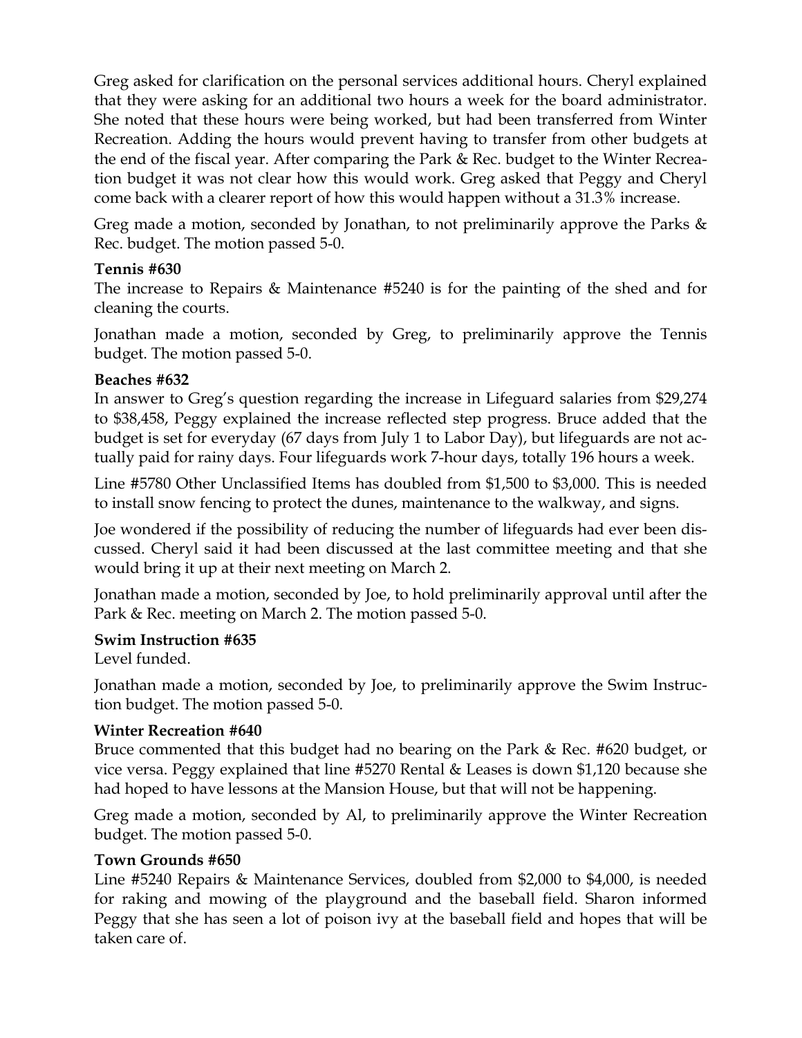Greg asked for clarification on the personal services additional hours. Cheryl explained that they were asking for an additional two hours a week for the board administrator. She noted that these hours were being worked, but had been transferred from Winter Recreation. Adding the hours would prevent having to transfer from other budgets at the end of the fiscal year. After comparing the Park & Rec. budget to the Winter Recreation budget it was not clear how this would work. Greg asked that Peggy and Cheryl come back with a clearer report of how this would happen without a 31.3% increase.

Greg made a motion, seconded by Jonathan, to not preliminarily approve the Parks & Rec. budget. The motion passed 5-0.

**Tennis #630**

The increase to Repairs & Maintenance #5240 is for the painting of the shed and for cleaning the courts.

Jonathan made a motion, seconded by Greg, to preliminarily approve the Tennis budget. The motion passed 5-0.

**Beaches #632**

In answer to Greg's question regarding the increase in Lifeguard salaries from $29,274 to $38,458, Peggy explained the increase reflected step progress. Bruce added that the budget is set for everyday (67 days from July 1 to Labor Day), but lifeguards are not actually paid for rainy days. Four lifeguards work 7-hour days, totally 196 hours a week.

Line #5780 Other Unclassified Items has doubled from $1,500 to $3,000. This is needed to install snow fencing to protect the dunes, maintenance to the walkway, and signs.

Joe wondered if the possibility of reducing the number of lifeguards had ever been discussed. Cheryl said it had been discussed at the last committee meeting and that she would bring it up at their next meeting on March 2.

Jonathan made a motion, seconded by Joe, to hold preliminarily approval until after the Park & Rec. meeting on March 2. The motion passed 5-0.

**Swim Instruction #635**

Level funded.

Jonathan made a motion, seconded by Joe, to preliminarily approve the Swim Instruction budget. The motion passed 5-0.

**Winter Recreation #640**

Bruce commented that this budget had no bearing on the Park & Rec. #620 budget, or vice versa. Peggy explained that line #5270 Rental & Leases is down $1,120 because she had hoped to have lessons at the Mansion House, but that will not be happening.

Greg made a motion, seconded by Al, to preliminarily approve the Winter Recreation budget. The motion passed 5-0.

**Town Grounds #650**

Line #5240 Repairs & Maintenance Services, doubled from $2,000 to $4,000, is needed for raking and mowing of the playground and the baseball field. Sharon informed Peggy that she has seen a lot of poison ivy at the baseball field and hopes that will be taken care of.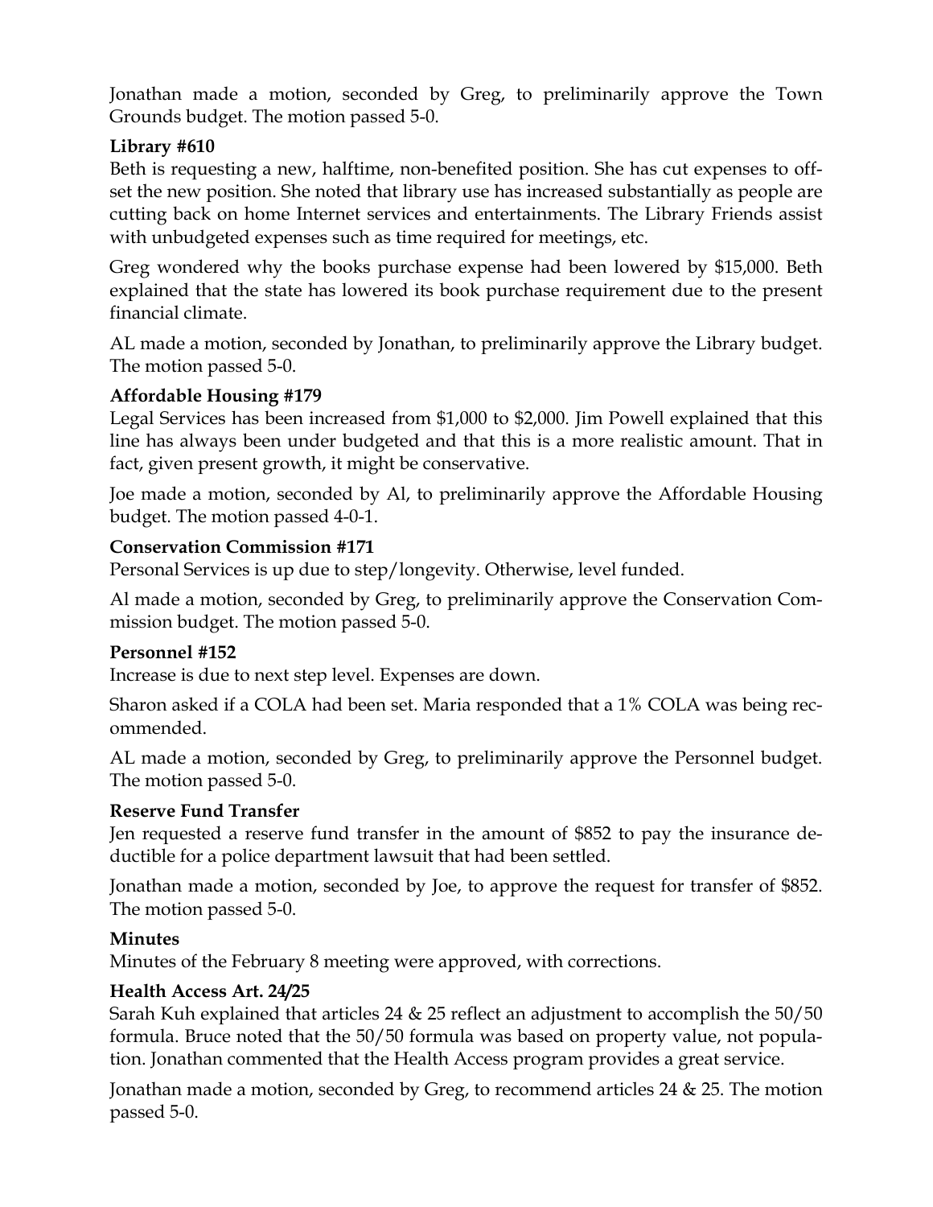Jonathan made a motion, seconded by Greg, to preliminarily approve the Town Grounds budget. The motion passed 5-0.

**Library #610**

Beth is requesting a new, halftime, non-benefited position. She has cut expenses to offset the new position. She noted that library use has increased substantially as people are cutting back on home Internet services and entertainments. The Library Friends assist with unbudgeted expenses such as time required for meetings, etc.

Greg wondered why the books purchase expense had been lowered by $15,000. Beth explained that the state has lowered its book purchase requirement due to the present financial climate.

AL made a motion, seconded by Jonathan, to preliminarily approve the Library budget. The motion passed 5-0.

**Affordable Housing #179**

Legal Services has been increased from $1,000 to $2,000. Jim Powell explained that this line has always been under budgeted and that this is a more realistic amount. That in fact, given present growth, it might be conservative.

Joe made a motion, seconded by Al, to preliminarily approve the Affordable Housing budget. The motion passed 4-0-1.

**Conservation Commission #171**

Personal Services is up due to step/longevity. Otherwise, level funded.

Al made a motion, seconded by Greg, to preliminarily approve the Conservation Commission budget. The motion passed 5-0.

**Personnel #152**

Increase is due to next step level. Expenses are down.

Sharon asked if a COLA had been set. Maria responded that a 1% COLA was being recommended.

AL made a motion, seconded by Greg, to preliminarily approve the Personnel budget. The motion passed 5-0.

**Reserve Fund Transfer**

Jen requested a reserve fund transfer in the amount of $852 to pay the insurance deductible for a police department lawsuit that had been settled.

Jonathan made a motion, seconded by Joe, to approve the request for transfer of $852. The motion passed 5-0.

**Minutes**

Minutes of the February 8 meeting were approved, with corrections.

**Health Access Art. 24/25**

Sarah Kuh explained that articles 24 & 25 reflect an adjustment to accomplish the 50/50 formula. Bruce noted that the 50/50 formula was based on property value, not population. Jonathan commented that the Health Access program provides a great service.

Jonathan made a motion, seconded by Greg, to recommend articles 24 & 25. The motion passed 5-0.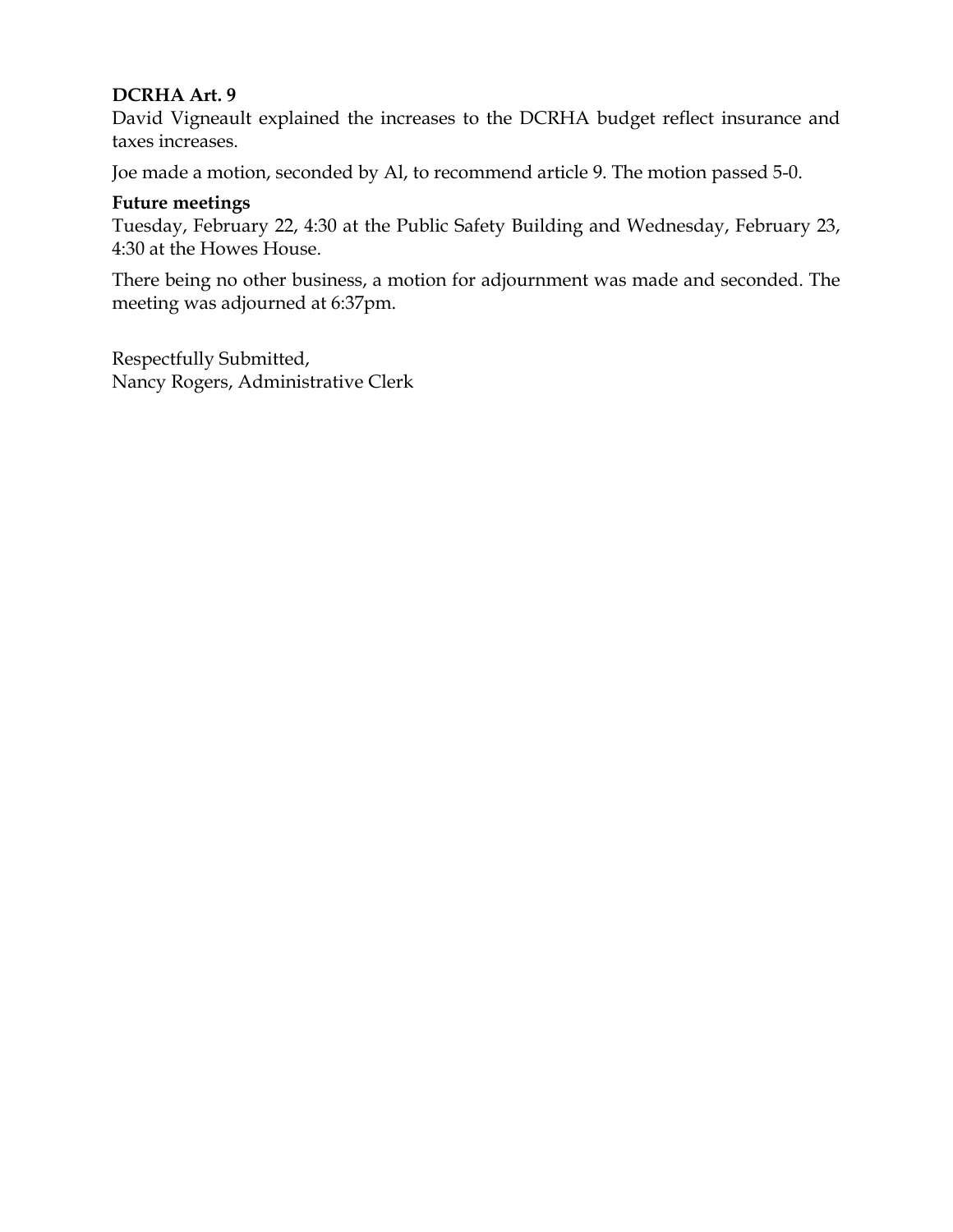**DCRHA Art. 9**

David Vigneault explained the increases to the DCRHA budget reflect insurance and taxes increases.

Joe made a motion, seconded by Al, to recommend article 9. The motion passed 5-0.

**Future meetings**

Tuesday, February 22, 4:30 at the Public Safety Building and Wednesday, February 23, 4:30 at the Howes House.

There being no other business, a motion for adjournment was made and seconded. The meeting was adjourned at 6:37pm.

Respectfully Submitted,
Nancy Rogers, Administrative Clerk